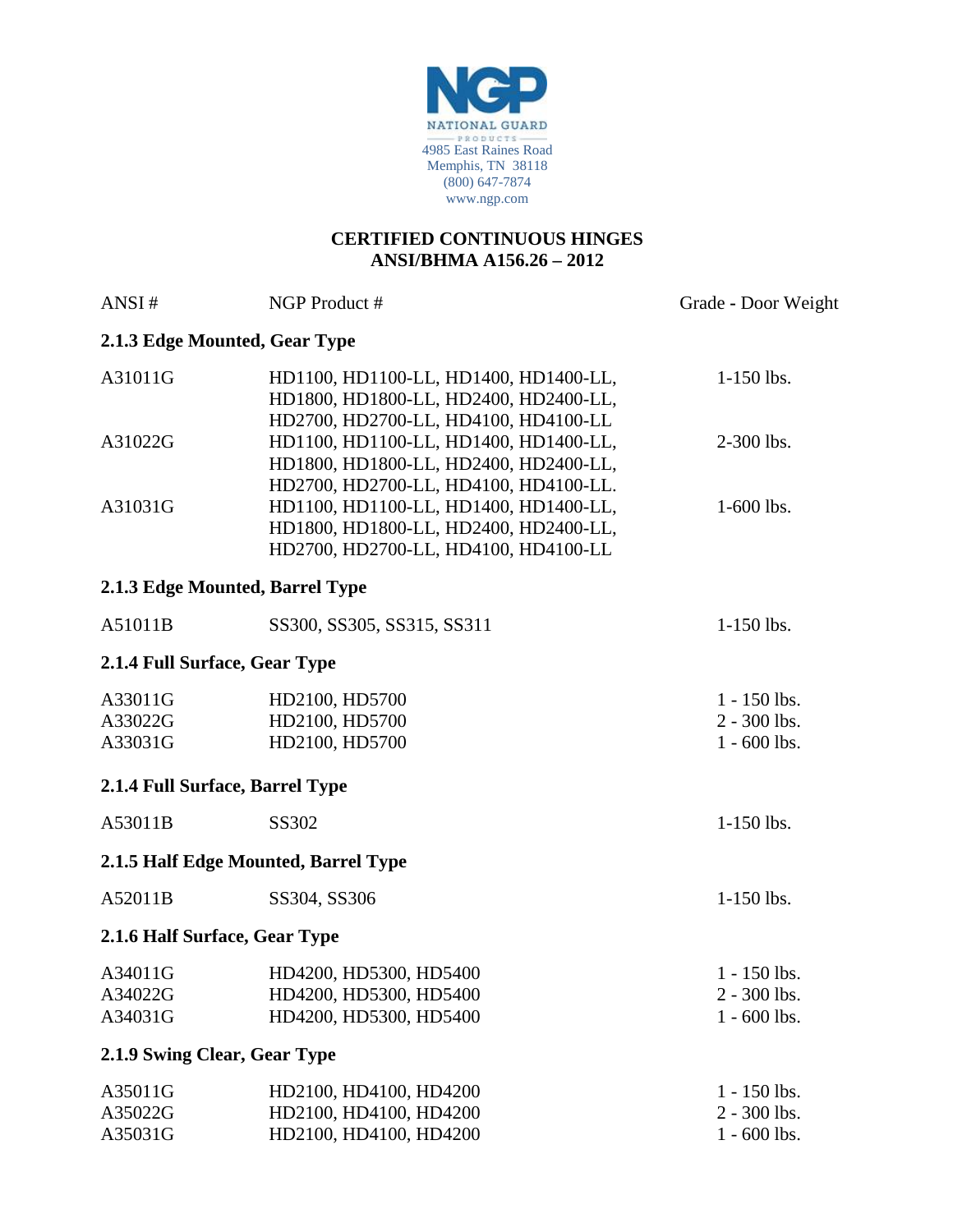**NGP**
NATIONAL GUARD PRODUCTS
4985 East Raines Road
Memphis, TN 38118
(800) 647-7874
www.ngp.com

# CERTIFIED CONTINUOUS HINGES
## ANSI/BHMA A156.26 – 2012

| ANSI # | NGP Product # | Grade - Door Weight |
|---|---|---|
| **2.1.3 Edge Mounted, Gear Type** | | |
| A31011G | HD1100, HD1100-LL, HD1400, HD1400-LL, HD1800, HD1800-LL, HD2400, HD2400-LL, HD2700, HD2700-LL, HD4100, HD4100-LL | 1-150 lbs. |
| A31022G | HD1100, HD1100-LL, HD1400, HD1400-LL, HD1800, HD1800-LL, HD2400, HD2400-LL, HD2700, HD2700-LL, HD4100, HD4100-LL. | 2-300 lbs. |
| A31031G | HD1100, HD1100-LL, HD1400, HD1400-LL, HD1800, HD1800-LL, HD2400, HD2400-LL, HD2700, HD2700-LL, HD4100, HD4100-LL | 1-600 lbs. |
| **2.1.3 Edge Mounted, Barrel Type** | | |
| A51011B | SS300, SS305, SS315, SS311 | 1-150 lbs. |
| **2.1.4 Full Surface, Gear Type** | | |
| A33011G | HD2100, HD5700 | 1 - 150 lbs. |
| A33022G | HD2100, HD5700 | 2 - 300 lbs. |
| A33031G | HD2100, HD5700 | 1 - 600 lbs. |
| **2.1.4 Full Surface, Barrel Type** | | |
| A53011B | SS302 | 1-150 lbs. |
| **2.1.5 Half Edge Mounted, Barrel Type** | | |
| A52011B | SS304, SS306 | 1-150 lbs. |
| **2.1.6 Half Surface, Gear Type** | | |
| A34011G | HD4200, HD5300, HD5400 | 1 - 150 lbs. |
| A34022G | HD4200, HD5300, HD5400 | 2 - 300 lbs. |
| A34031G | HD4200, HD5300, HD5400 | 1 - 600 lbs. |
| **2.1.9 Swing Clear, Gear Type** | | |
| A35011G | HD2100, HD4100, HD4200 | 1 - 150 lbs. |
| A35022G | HD2100, HD4100, HD4200 | 2 - 300 lbs. |
| A35031G | HD2100, HD4100, HD4200 | 1 - 600 lbs. |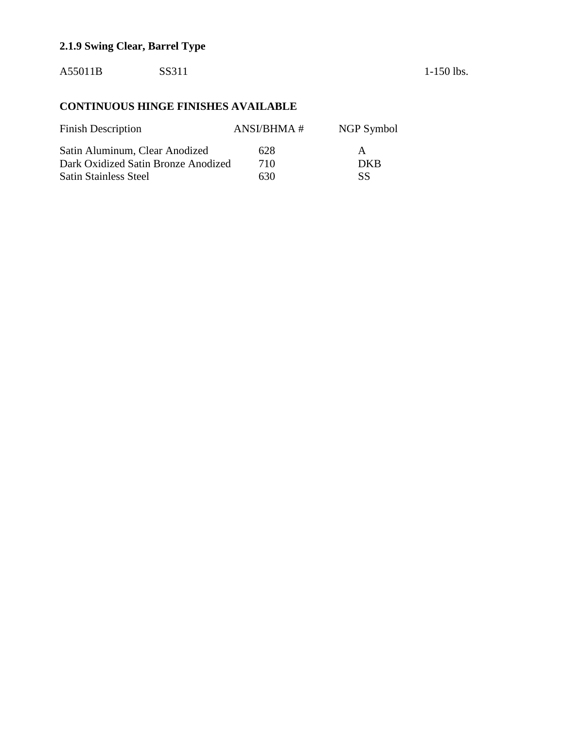**2.1.9 Swing Clear, Barrel Type**

| | | |
|---|---|---|
| A55011B | SS311 | 1-150 lbs. |

**CONTINUOUS HINGE FINISHES AVAILABLE**

| Finish Description | ANSI/BHMA # | NGP Symbol |
|---|---|---|
| Satin Aluminum, Clear Anodized | 628 | A |
| Dark Oxidized Satin Bronze Anodized | 710 | DKB |
| Satin Stainless Steel | 630 | SS |